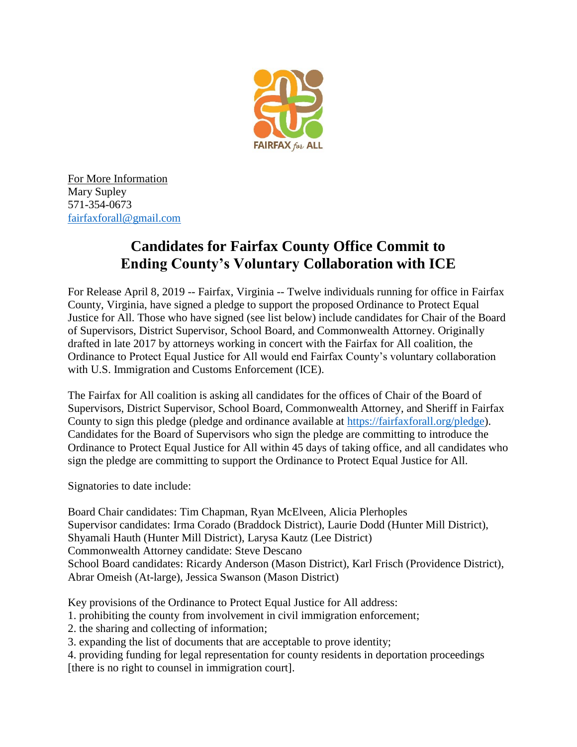FAIRFAX for ALL

For More Information
Mary Supley
571-354-0673
fairfaxforall@gmail.com

# Candidates for Fairfax County Office Commit to Ending County's Voluntary Collaboration with ICE

For Release April 8, 2019 -- Fairfax, Virginia -- Twelve individuals running for office in Fairfax County, Virginia, have signed a pledge to support the proposed Ordinance to Protect Equal Justice for All. Those who have signed (see list below) include candidates for Chair of the Board of Supervisors, District Supervisor, School Board, and Commonwealth Attorney. Originally drafted in late 2017 by attorneys working in concert with the Fairfax for All coalition, the Ordinance to Protect Equal Justice for All would end Fairfax County's voluntary collaboration with U.S. Immigration and Customs Enforcement (ICE).

The Fairfax for All coalition is asking all candidates for the offices of Chair of the Board of Supervisors, District Supervisor, School Board, Commonwealth Attorney, and Sheriff in Fairfax County to sign this pledge (pledge and ordinance available at https://fairfaxforall.org/pledge). Candidates for the Board of Supervisors who sign the pledge are committing to introduce the Ordinance to Protect Equal Justice for All within 45 days of taking office, and all candidates who sign the pledge are committing to support the Ordinance to Protect Equal Justice for All.

Signatories to date include:

Board Chair candidates: Tim Chapman, Ryan McElveen, Alicia Plerhoples
Supervisor candidates: Irma Corado (Braddock District), Laurie Dodd (Hunter Mill District), Shyamali Hauth (Hunter Mill District), Larysa Kautz (Lee District)
Commonwealth Attorney candidate: Steve Descano
School Board candidates: Ricardy Anderson (Mason District), Karl Frisch (Providence District), Abrar Omeish (At-large), Jessica Swanson (Mason District)

Key provisions of the Ordinance to Protect Equal Justice for All address:
1. prohibiting the county from involvement in civil immigration enforcement;
2. the sharing and collecting of information;
3. expanding the list of documents that are acceptable to prove identity;
4. providing funding for legal representation for county residents in deportation proceedings [there is no right to counsel in immigration court].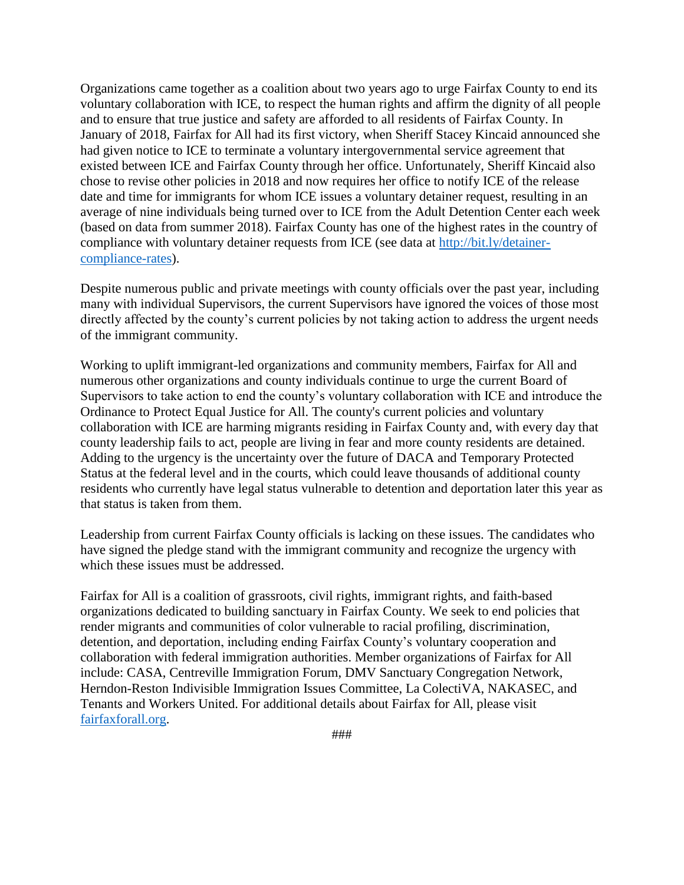Organizations came together as a coalition about two years ago to urge Fairfax County to end its voluntary collaboration with ICE, to respect the human rights and affirm the dignity of all people and to ensure that true justice and safety are afforded to all residents of Fairfax County. In January of 2018, Fairfax for All had its first victory, when Sheriff Stacey Kincaid announced she had given notice to ICE to terminate a voluntary intergovernmental service agreement that existed between ICE and Fairfax County through her office. Unfortunately, Sheriff Kincaid also chose to revise other policies in 2018 and now requires her office to notify ICE of the release date and time for immigrants for whom ICE issues a voluntary detainer request, resulting in an average of nine individuals being turned over to ICE from the Adult Detention Center each week (based on data from summer 2018). Fairfax County has one of the highest rates in the country of compliance with voluntary detainer requests from ICE (see data at [http://bit.ly/detainer-compliance-rates](http://bit.ly/detainer-compliance-rates)).

Despite numerous public and private meetings with county officials over the past year, including many with individual Supervisors, the current Supervisors have ignored the voices of those most directly affected by the county's current policies by not taking action to address the urgent needs of the immigrant community.

Working to uplift immigrant-led organizations and community members, Fairfax for All and numerous other organizations and county individuals continue to urge the current Board of Supervisors to take action to end the county's voluntary collaboration with ICE and introduce the Ordinance to Protect Equal Justice for All. The county's current policies and voluntary collaboration with ICE are harming migrants residing in Fairfax County and, with every day that county leadership fails to act, people are living in fear and more county residents are detained. Adding to the urgency is the uncertainty over the future of DACA and Temporary Protected Status at the federal level and in the courts, which could leave thousands of additional county residents who currently have legal status vulnerable to detention and deportation later this year as that status is taken from them.

Leadership from current Fairfax County officials is lacking on these issues. The candidates who have signed the pledge stand with the immigrant community and recognize the urgency with which these issues must be addressed.

Fairfax for All is a coalition of grassroots, civil rights, immigrant rights, and faith-based organizations dedicated to building sanctuary in Fairfax County. We seek to end policies that render migrants and communities of color vulnerable to racial profiling, discrimination, detention, and deportation, including ending Fairfax County's voluntary cooperation and collaboration with federal immigration authorities. Member organizations of Fairfax for All include: CASA, Centreville Immigration Forum, DMV Sanctuary Congregation Network, Herndon-Reston Indivisible Immigration Issues Committee, La ColectiVA, NAKASEC, and Tenants and Workers United. For additional details about Fairfax for All, please visit [fairfaxforall.org](http://fairfaxforall.org).

###